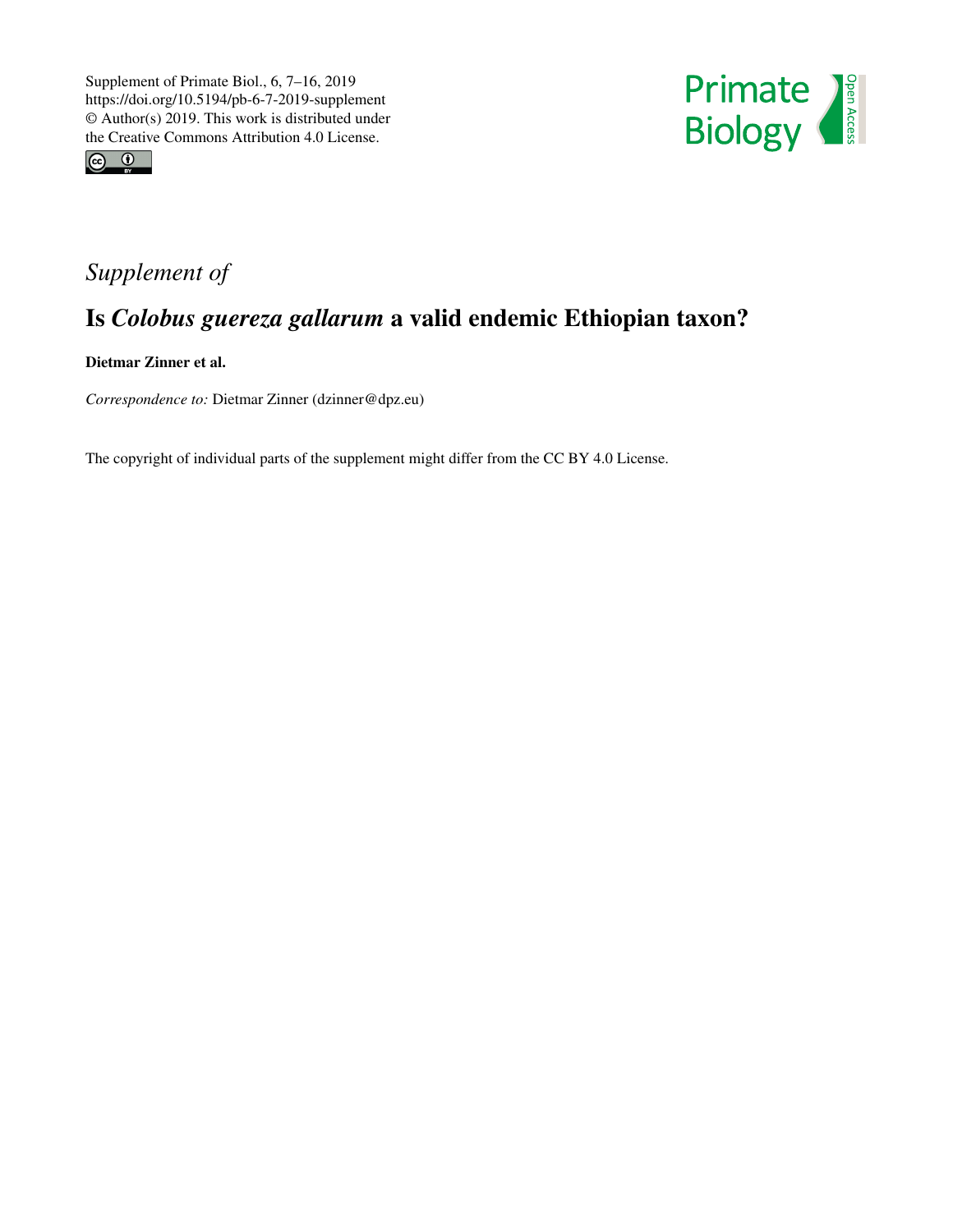Supplement of Primate Biol., 6, 7–16, 2019
https://doi.org/10.5194/pb-6-7-2019-supplement
© Author(s) 2019. This work is distributed under
the Creative Commons Attribution 4.0 License.

*Supplement of*

# Is *Colobus guereza gallarum* a valid endemic Ethiopian taxon?

**Dietmar Zinner et al.**

*Correspondence to:* Dietmar Zinner (dzinner@dpz.eu)

The copyright of individual parts of the supplement might differ from the CC BY 4.0 License.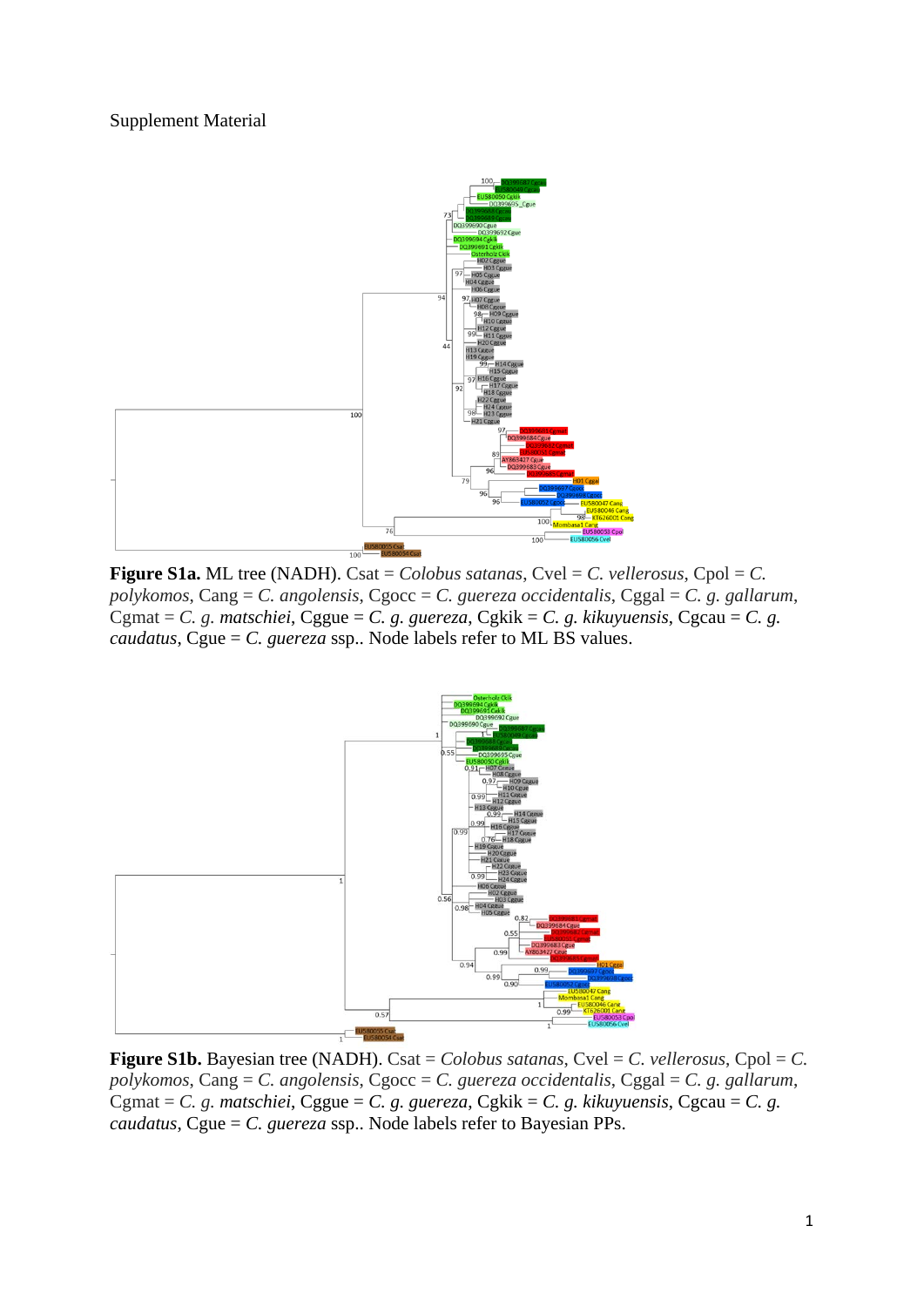Supplement Material

**Figure S1a.** ML tree (NADH). Csat = *Colobus satanas*, Cvel = *C. vellerosus*, Cpol = *C. polykomos*, Cang = *C. angolensis*, Cgocc = *C. guereza occidentalis*, Cggal = *C. g. gallarum*, Cgmat = *C. g. matschiei*, Cggue = *C. g. guereza*, Cgkik = *C. g. kikuyuensis*, Cgcau = *C. g. caudatus*, Cgue = *C. guereza* ssp.. Node labels refer to ML BS values.

**Figure S1b.** Bayesian tree (NADH). Csat = *Colobus satanas*, Cvel = *C. vellerosus*, Cpol = *C. polykomos*, Cang = *C. angolensis*, Cgocc = *C. guereza occidentalis*, Cggal = *C. g. gallarum*, Cgmat = *C. g. matschiei*, Cggue = *C. g. guereza*, Cgkik = *C. g. kikuyuensis*, Cgcau = *C. g. caudatus*, Cgue = *C. guereza* ssp.. Node labels refer to Bayesian PPs.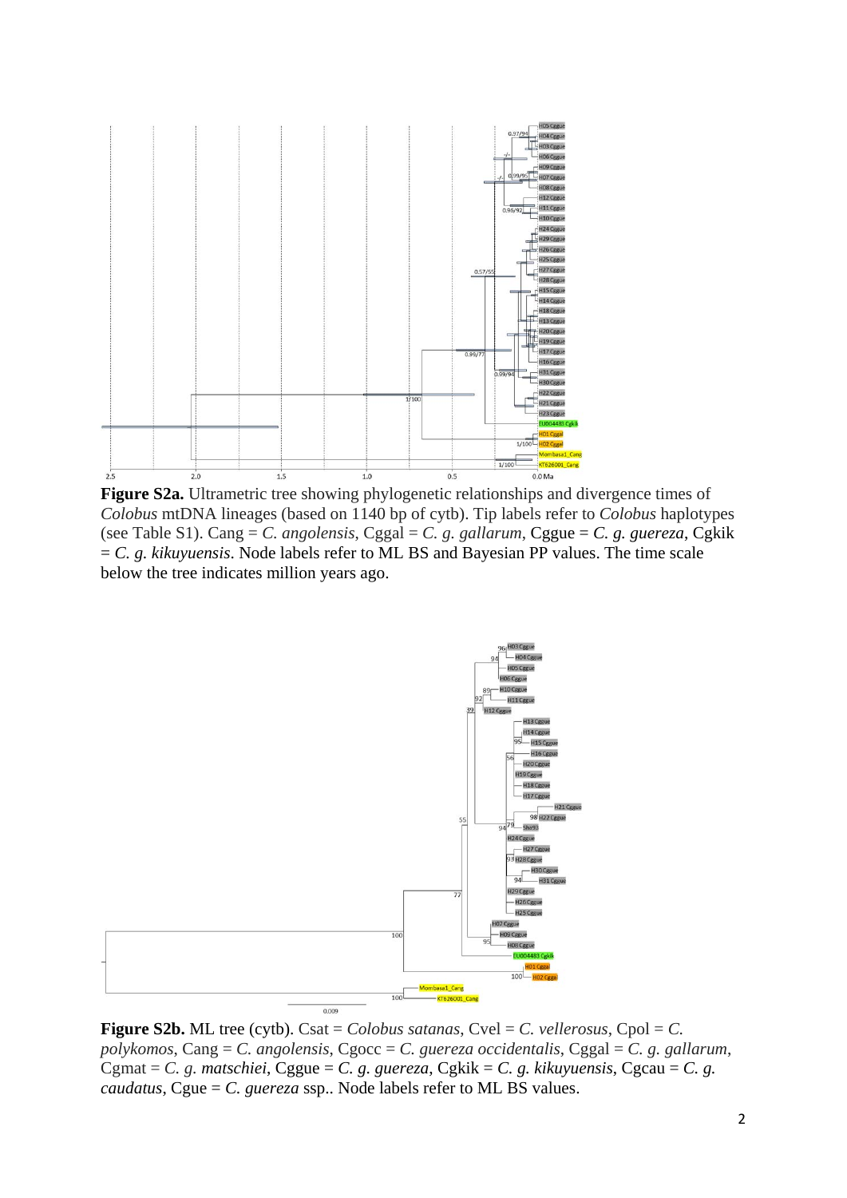**Figure S2a.** Ultrametric tree showing phylogenetic relationships and divergence times of *Colobus* mtDNA lineages (based on 1140 bp of cytb). Tip labels refer to *Colobus* haplotypes (see Table S1). Cang = *C. angolensis*, Cggal = *C. g. gallarum*, Cggue = *C. g. guereza*, Cgkik = *C. g. kikuyuensis*. Node labels refer to ML BS and Bayesian PP values. The time scale below the tree indicates million years ago.

**Figure S2b.** ML tree (cytb). Csat = *Colobus satanas*, Cvel = *C. vellerosus*, Cpol = *C. polykomos*, Cang = *C. angolensis*, Cgocc = *C. guereza occidentalis*, Cggal = *C. g. gallarum*, Cgmat = *C. g. matschiei*, Cggue = *C. g. guereza*, Cgkik = *C. g. kikuyuensis*, Cgcau = *C. g. caudatus*, Cgue = *C. guereza* ssp.. Node labels refer to ML BS values.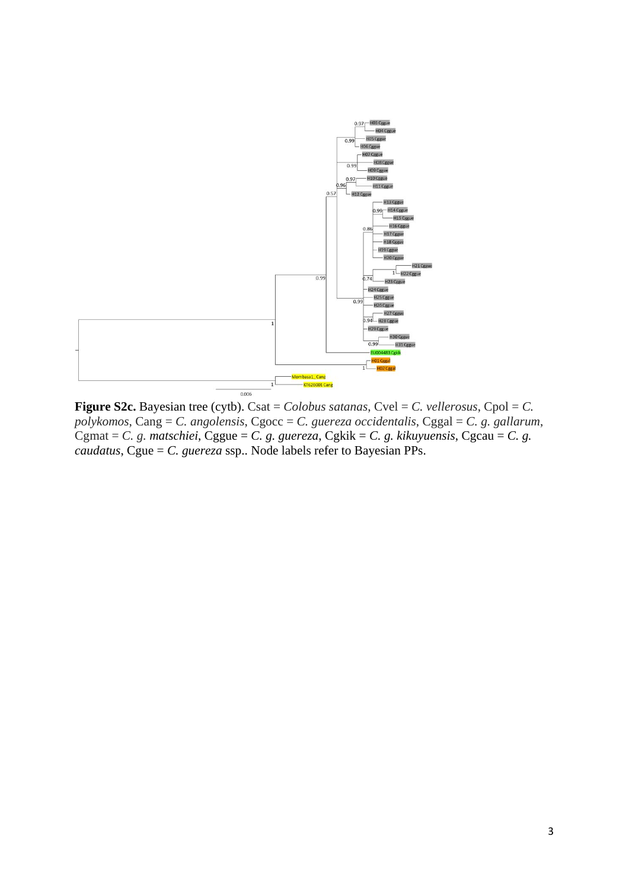**Figure S2c.** Bayesian tree (cytb). Csat = *Colobus satanas*, Cvel = *C. vellerosus*, Cpol = *C. polykomos*, Cang = *C. angolensis*, Cgocc = *C. guereza occidentalis*, Cggal = *C. g. gallarum*, Cgmat = *C. g.* ***matschiei***, Cggue = ***C. g. guereza***, Cgkik = ***C. g. kikuyuensis***, Cgcau = ***C. g. caudatus***, Cgue = ***C. guereza*** ssp.. Node labels refer to Bayesian PPs.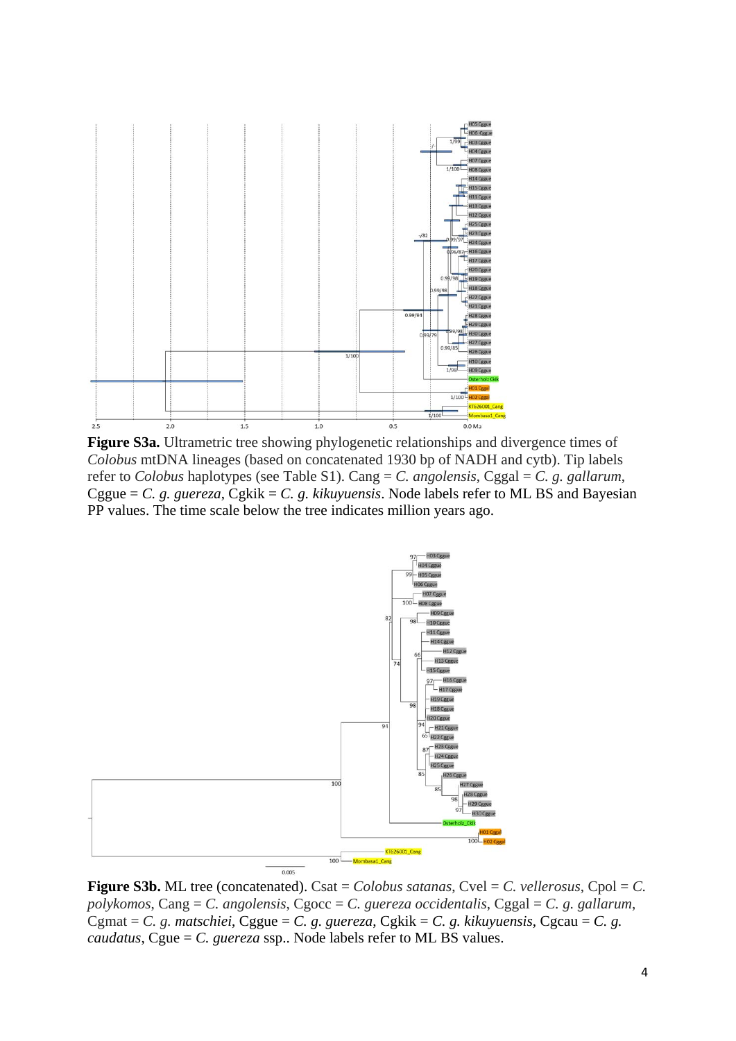**Figure S3a.** Ultrametric tree showing phylogenetic relationships and divergence times of *Colobus* mtDNA lineages (based on concatenated 1930 bp of NADH and cytb). Tip labels refer to *Colobus* haplotypes (see Table S1). Cang = *C. angolensis*, Cggal = *C. g. gallarum*, Cggue = *C. g. guereza*, Cgkik = *C. g. kikuyuensis*. Node labels refer to ML BS and Bayesian PP values. The time scale below the tree indicates million years ago.

**Figure S3b.** ML tree (concatenated). Csat = *Colobus satanas*, Cvel = *C. vellerosus*, Cpol = *C. polykomos*, Cang = *C. angolensis*, Cgocc = *C. guereza occidentalis*, Cggal = *C. g. gallarum*, Cgmat = *C. g. matschiei*, Cggue = *C. g. guereza*, Cgkik = *C. g. kikuyuensis*, Cgcau = *C. g. caudatus*, Cgue = *C. guereza* ssp.. Node labels refer to ML BS values.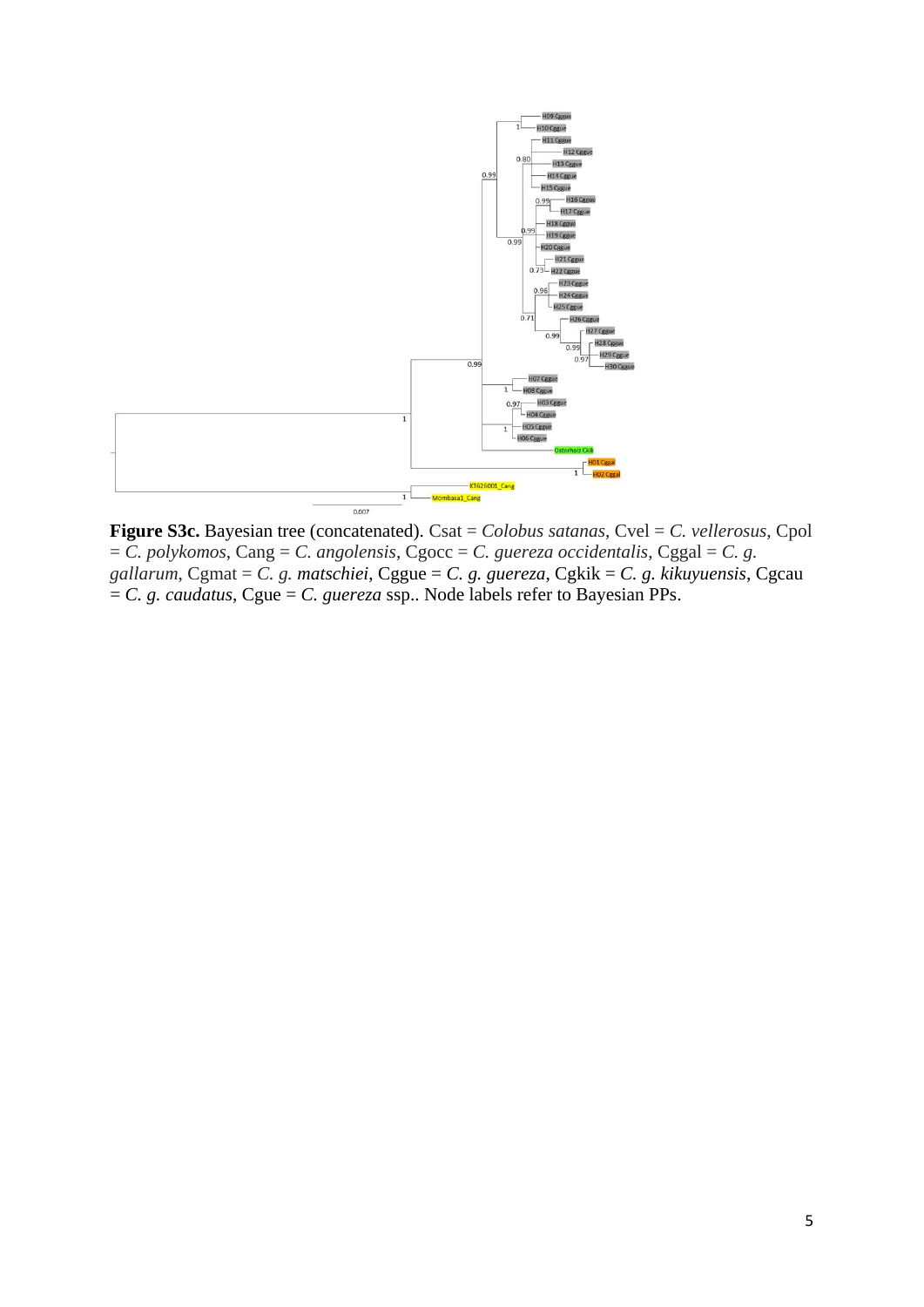**Figure S3c.** Bayesian tree (concatenated). Csat = *Colobus satanas*, Cvel = *C. vellerosus*, Cpol = *C. polykomos*, Cang = *C. angolensis*, Cgocc = *C. guereza occidentalis*, Cggal = *C. g. gallarum*, Cgmat = *C. g.* ***matschiei***, Cggue = *C. g. guereza*, Cgkik = *C. g.* ***kikuyuensis***, Cgcau = *C. g. caudatus*, Cgue = *C. guereza* ssp.. Node labels refer to Bayesian PPs.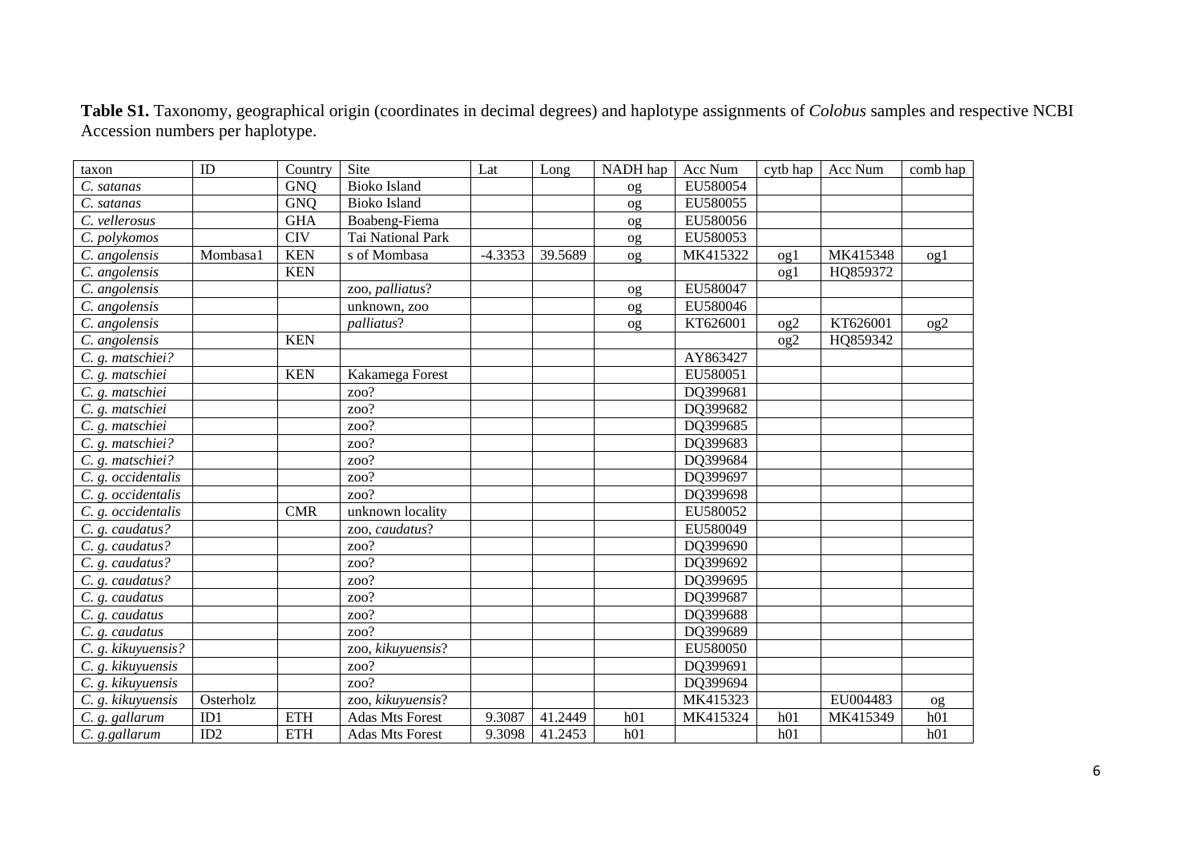**Table S1.** Taxonomy, geographical origin (coordinates in decimal degrees) and haplotype assignments of *Colobus* samples and respective NCBI Accession numbers per haplotype.

| taxon | ID | Country | Site | Lat | Long | NADH hap | Acc Num | cytb hap | Acc Num | comb hap |
|---|---|---|---|---|---|---|---|---|---|---|
| *C. satanas* | | GNQ | Bioko Island | | | og | EU580054 | | | |
| *C. satanas* | | GNQ | Bioko Island | | | og | EU580055 | | | |
| *C. vellerosus* | | GHA | Boabeng-Fiema | | | og | EU580056 | | | |
| *C. polykomos* | | CIV | Tai National Park | | | og | EU580053 | | | |
| *C. angolensis* | Mombasa1 | KEN | s of Mombasa | -4.3353 | 39.5689 | og | MK415322 | og1 | MK415348 | og1 |
| *C. angolensis* | | KEN | | | | | | og1 | HQ859372 | |
| *C. angolensis* | | | zoo, *palliatus*? | | | og | EU580047 | | | |
| *C. angolensis* | | | unknown, zoo | | | og | EU580046 | | | |
| *C. angolensis* | | | *palliatus*? | | | og | KT626001 | og2 | KT626001 | og2 |
| *C. angolensis* | | KEN | | | | | | og2 | HQ859342 | |
| *C. g. matschiei?* | | | | | | | AY863427 | | | |
| *C. g. matschiei* | | KEN | Kakamega Forest | | | | EU580051 | | | |
| *C. g. matschiei* | | | zoo? | | | | DQ399681 | | | |
| *C. g. matschiei* | | | zoo? | | | | DQ399682 | | | |
| *C. g. matschiei* | | | zoo? | | | | DQ399685 | | | |
| *C. g. matschiei?* | | | zoo? | | | | DQ399683 | | | |
| *C. g. matschiei?* | | | zoo? | | | | DQ399684 | | | |
| *C. g. occidentalis* | | | zoo? | | | | DQ399697 | | | |
| *C. g. occidentalis* | | | zoo? | | | | DQ399698 | | | |
| *C. g. occidentalis* | | CMR | unknown locality | | | | EU580052 | | | |
| *C. g. caudatus?* | | | zoo, *caudatus*? | | | | EU580049 | | | |
| *C. g. caudatus?* | | | zoo? | | | | DQ399690 | | | |
| *C. g. caudatus?* | | | zoo? | | | | DQ399692 | | | |
| *C. g. caudatus?* | | | zoo? | | | | DQ399695 | | | |
| *C. g. caudatus* | | | zoo? | | | | DQ399687 | | | |
| *C. g. caudatus* | | | zoo? | | | | DQ399688 | | | |
| *C. g. caudatus* | | | zoo? | | | | DQ399689 | | | |
| *C. g. kikuyuensis?* | | | zoo, *kikuyuensis*? | | | | EU580050 | | | |
| *C. g. kikuyuensis* | | | zoo? | | | | DQ399691 | | | |
| *C. g. kikuyuensis* | | | zoo? | | | | DQ399694 | | | |
| *C. g. kikuyuensis* | Osterholz | | zoo, *kikuyuensis*? | | | | MK415323 | | EU004483 | og |
| *C. g. gallarum* | ID1 | ETH | Adas Mts Forest | 9.3087 | 41.2449 | h01 | MK415324 | h01 | MK415349 | h01 |
| *C. g.gallarum* | ID2 | ETH | Adas Mts Forest | 9.3098 | 41.2453 | h01 | | h01 | | h01 |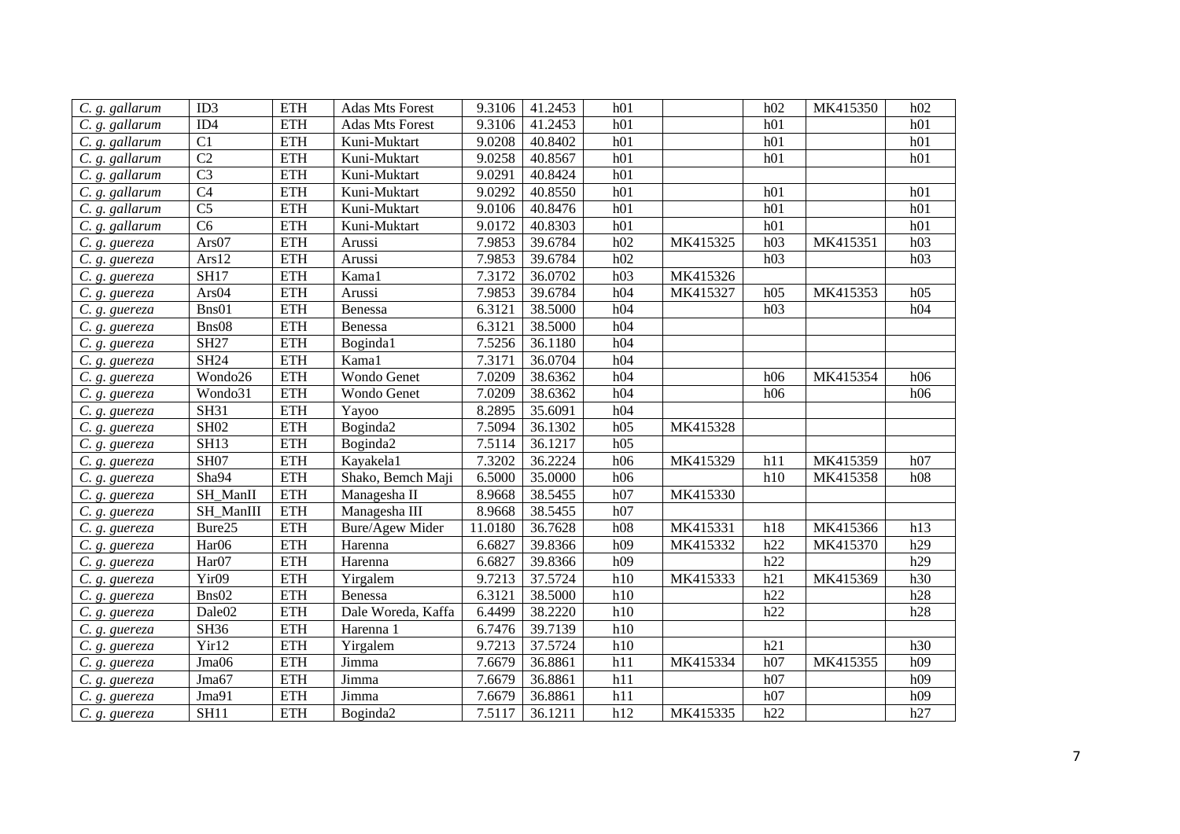| | | | | | | | | | | |
|---|---|---|---|---|---|---|---|---|---|---|
| *C. g. gallarum* | ID3 | ETH | Adas Mts Forest | 9.3106 | 41.2453 | h01 | | h02 | MK415350 | h02 |
| *C. g. gallarum* | ID4 | ETH | Adas Mts Forest | 9.3106 | 41.2453 | h01 | | h01 | | h01 |
| *C. g. gallarum* | C1 | ETH | Kuni-Muktart | 9.0208 | 40.8402 | h01 | | h01 | | h01 |
| *C. g. gallarum* | C2 | ETH | Kuni-Muktart | 9.0258 | 40.8567 | h01 | | h01 | | h01 |
| *C. g. gallarum* | C3 | ETH | Kuni-Muktart | 9.0291 | 40.8424 | h01 | | | | |
| *C. g. gallarum* | C4 | ETH | Kuni-Muktart | 9.0292 | 40.8550 | h01 | | h01 | | h01 |
| *C. g. gallarum* | C5 | ETH | Kuni-Muktart | 9.0106 | 40.8476 | h01 | | h01 | | h01 |
| *C. g. gallarum* | C6 | ETH | Kuni-Muktart | 9.0172 | 40.8303 | h01 | | h01 | | h01 |
| *C. g. guereza* | Ars07 | ETH | Arussi | 7.9853 | 39.6784 | h02 | MK415325 | h03 | MK415351 | h03 |
| *C. g. guereza* | Ars12 | ETH | Arussi | 7.9853 | 39.6784 | h02 | | h03 | | h03 |
| *C. g. guereza* | SH17 | ETH | Kama1 | 7.3172 | 36.0702 | h03 | MK415326 | | | |
| *C. g. guereza* | Ars04 | ETH | Arussi | 7.9853 | 39.6784 | h04 | MK415327 | h05 | MK415353 | h05 |
| *C. g. guereza* | Bns01 | ETH | Benessa | 6.3121 | 38.5000 | h04 | | h03 | | h04 |
| *C. g. guereza* | Bns08 | ETH | Benessa | 6.3121 | 38.5000 | h04 | | | | |
| *C. g. guereza* | SH27 | ETH | Boginda1 | 7.5256 | 36.1180 | h04 | | | | |
| *C. g. guereza* | SH24 | ETH | Kama1 | 7.3171 | 36.0704 | h04 | | | | |
| *C. g. guereza* | Wondo26 | ETH | Wondo Genet | 7.0209 | 38.6362 | h04 | | h06 | MK415354 | h06 |
| *C. g. guereza* | Wondo31 | ETH | Wondo Genet | 7.0209 | 38.6362 | h04 | | h06 | | h06 |
| *C. g. guereza* | SH31 | ETH | Yayoo | 8.2895 | 35.6091 | h04 | | | | |
| *C. g. guereza* | SH02 | ETH | Boginda2 | 7.5094 | 36.1302 | h05 | MK415328 | | | |
| *C. g. guereza* | SH13 | ETH | Boginda2 | 7.5114 | 36.1217 | h05 | | | | |
| *C. g. guereza* | SH07 | ETH | Kayakela1 | 7.3202 | 36.2224 | h06 | MK415329 | h11 | MK415359 | h07 |
| *C. g. guereza* | Sha94 | ETH | Shako, Bemch Maji | 6.5000 | 35.0000 | h06 | | h10 | MK415358 | h08 |
| *C. g. guereza* | SH_ManII | ETH | Managesha II | 8.9668 | 38.5455 | h07 | MK415330 | | | |
| *C. g. guereza* | SH_ManIII | ETH | Managesha III | 8.9668 | 38.5455 | h07 | | | | |
| *C. g. guereza* | Bure25 | ETH | Bure/Agew Mider | 11.0180 | 36.7628 | h08 | MK415331 | h18 | MK415366 | h13 |
| *C. g. guereza* | Har06 | ETH | Harenna | 6.6827 | 39.8366 | h09 | MK415332 | h22 | MK415370 | h29 |
| *C. g. guereza* | Har07 | ETH | Harenna | 6.6827 | 39.8366 | h09 | | h22 | | h29 |
| *C. g. guereza* | Yir09 | ETH | Yirgalem | 9.7213 | 37.5724 | h10 | MK415333 | h21 | MK415369 | h30 |
| *C. g. guereza* | Bns02 | ETH | Benessa | 6.3121 | 38.5000 | h10 | | h22 | | h28 |
| *C. g. guereza* | Dale02 | ETH | Dale Woreda, Kaffa | 6.4499 | 38.2220 | h10 | | h22 | | h28 |
| *C. g. guereza* | SH36 | ETH | Harenna 1 | 6.7476 | 39.7139 | h10 | | | | |
| *C. g. guereza* | Yir12 | ETH | Yirgalem | 9.7213 | 37.5724 | h10 | | h21 | | h30 |
| *C. g. guereza* | Jma06 | ETH | Jimma | 7.6679 | 36.8861 | h11 | MK415334 | h07 | MK415355 | h09 |
| *C. g. guereza* | Jma67 | ETH | Jimma | 7.6679 | 36.8861 | h11 | | h07 | | h09 |
| *C. g. guereza* | Jma91 | ETH | Jimma | 7.6679 | 36.8861 | h11 | | h07 | | h09 |
| *C. g. guereza* | SH11 | ETH | Boginda2 | 7.5117 | 36.1211 | h12 | MK415335 | h22 | | h27 |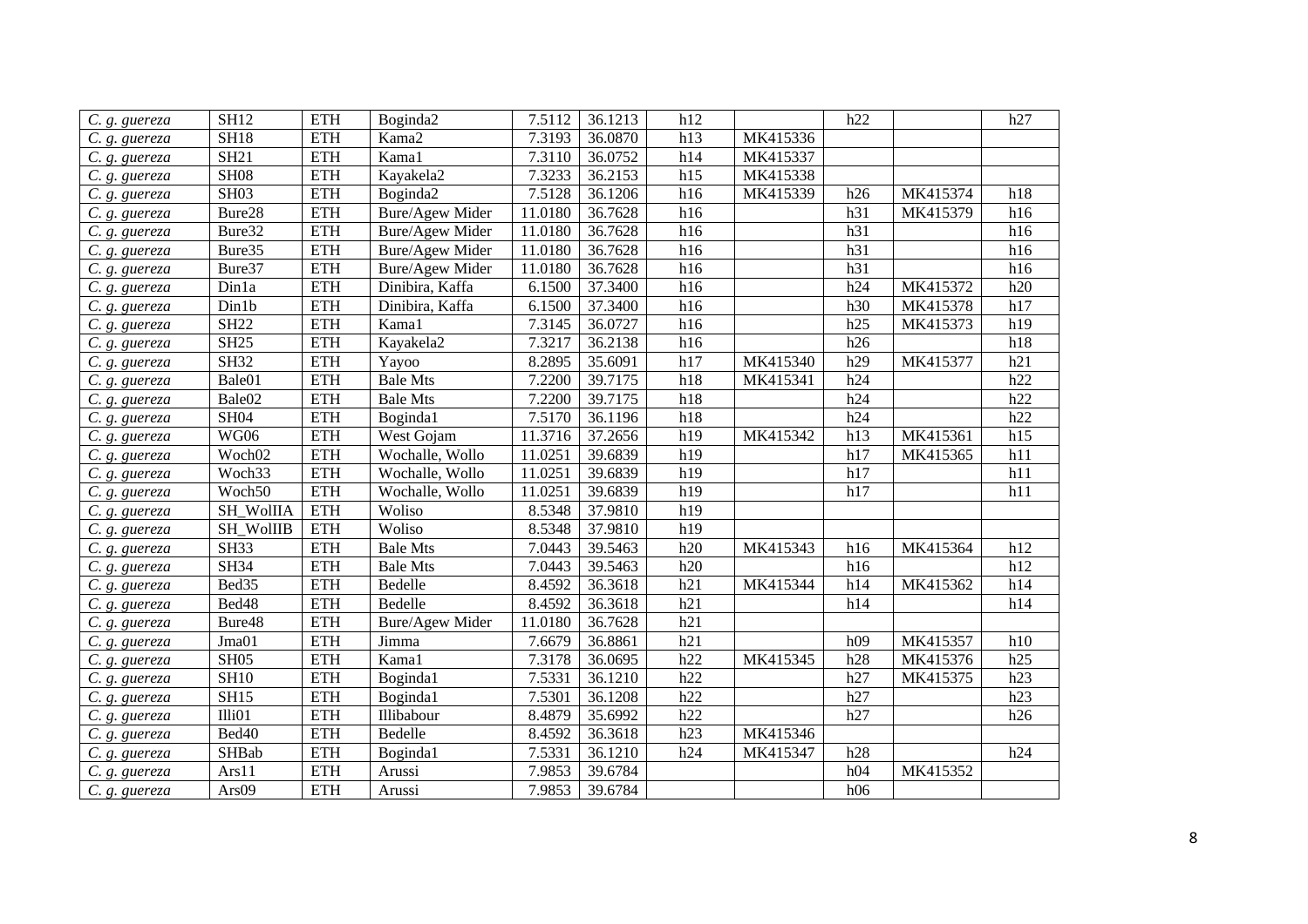| | | | | | | | | | | |
|---|---|---|---|---|---|---|---|---|---|---|
| *C. g. guereza* | SH12 | ETH | Boginda2 | 7.5112 | 36.1213 | h12 | | h22 | | h27 |
| *C. g. guereza* | SH18 | ETH | Kama2 | 7.3193 | 36.0870 | h13 | MK415336 | | | |
| *C. g. guereza* | SH21 | ETH | Kama1 | 7.3110 | 36.0752 | h14 | MK415337 | | | |
| *C. g. guereza* | SH08 | ETH | Kayakela2 | 7.3233 | 36.2153 | h15 | MK415338 | | | |
| *C. g. guereza* | SH03 | ETH | Boginda2 | 7.5128 | 36.1206 | h16 | MK415339 | h26 | MK415374 | h18 |
| *C. g. guereza* | Bure28 | ETH | Bure/Agew Mider | 11.0180 | 36.7628 | h16 | | h31 | MK415379 | h16 |
| *C. g. guereza* | Bure32 | ETH | Bure/Agew Mider | 11.0180 | 36.7628 | h16 | | h31 | | h16 |
| *C. g. guereza* | Bure35 | ETH | Bure/Agew Mider | 11.0180 | 36.7628 | h16 | | h31 | | h16 |
| *C. g. guereza* | Bure37 | ETH | Bure/Agew Mider | 11.0180 | 36.7628 | h16 | | h31 | | h16 |
| *C. g. guereza* | Din1a | ETH | Dinibira, Kaffa | 6.1500 | 37.3400 | h16 | | h24 | MK415372 | h20 |
| *C. g. guereza* | Din1b | ETH | Dinibira, Kaffa | 6.1500 | 37.3400 | h16 | | h30 | MK415378 | h17 |
| *C. g. guereza* | SH22 | ETH | Kama1 | 7.3145 | 36.0727 | h16 | | h25 | MK415373 | h19 |
| *C. g. guereza* | SH25 | ETH | Kayakela2 | 7.3217 | 36.2138 | h16 | | h26 | | h18 |
| *C. g. guereza* | SH32 | ETH | Yayoo | 8.2895 | 35.6091 | h17 | MK415340 | h29 | MK415377 | h21 |
| *C. g. guereza* | Bale01 | ETH | Bale Mts | 7.2200 | 39.7175 | h18 | MK415341 | h24 | | h22 |
| *C. g. guereza* | Bale02 | ETH | Bale Mts | 7.2200 | 39.7175 | h18 | | h24 | | h22 |
| *C. g. guereza* | SH04 | ETH | Boginda1 | 7.5170 | 36.1196 | h18 | | h24 | | h22 |
| *C. g. guereza* | WG06 | ETH | West Gojam | 11.3716 | 37.2656 | h19 | MK415342 | h13 | MK415361 | h15 |
| *C. g. guereza* | Woch02 | ETH | Wochalle, Wollo | 11.0251 | 39.6839 | h19 | | h17 | MK415365 | h11 |
| *C. g. guereza* | Woch33 | ETH | Wochalle, Wollo | 11.0251 | 39.6839 | h19 | | h17 | | h11 |
| *C. g. guereza* | Woch50 | ETH | Wochalle, Wollo | 11.0251 | 39.6839 | h19 | | h17 | | h11 |
| *C. g. guereza* | SH_WolIIA | ETH | Woliso | 8.5348 | 37.9810 | h19 | | | | |
| *C. g. guereza* | SH_WolIIB | ETH | Woliso | 8.5348 | 37.9810 | h19 | | | | |
| *C. g. guereza* | SH33 | ETH | Bale Mts | 7.0443 | 39.5463 | h20 | MK415343 | h16 | MK415364 | h12 |
| *C. g. guereza* | SH34 | ETH | Bale Mts | 7.0443 | 39.5463 | h20 | | h16 | | h12 |
| *C. g. guereza* | Bed35 | ETH | Bedelle | 8.4592 | 36.3618 | h21 | MK415344 | h14 | MK415362 | h14 |
| *C. g. guereza* | Bed48 | ETH | Bedelle | 8.4592 | 36.3618 | h21 | | h14 | | h14 |
| *C. g. guereza* | Bure48 | ETH | Bure/Agew Mider | 11.0180 | 36.7628 | h21 | | | | |
| *C. g. guereza* | Jma01 | ETH | Jimma | 7.6679 | 36.8861 | h21 | | h09 | MK415357 | h10 |
| *C. g. guereza* | SH05 | ETH | Kama1 | 7.3178 | 36.0695 | h22 | MK415345 | h28 | MK415376 | h25 |
| *C. g. guereza* | SH10 | ETH | Boginda1 | 7.5331 | 36.1210 | h22 | | h27 | MK415375 | h23 |
| *C. g. guereza* | SH15 | ETH | Boginda1 | 7.5301 | 36.1208 | h22 | | h27 | | h23 |
| *C. g. guereza* | Illi01 | ETH | Illibabour | 8.4879 | 35.6992 | h22 | | h27 | | h26 |
| *C. g. guereza* | Bed40 | ETH | Bedelle | 8.4592 | 36.3618 | h23 | MK415346 | | | |
| *C. g. guereza* | SHBab | ETH | Boginda1 | 7.5331 | 36.1210 | h24 | MK415347 | h28 | | h24 |
| *C. g. guereza* | Ars11 | ETH | Arussi | 7.9853 | 39.6784 | | | h04 | MK415352 | |
| *C. g. guereza* | Ars09 | ETH | Arussi | 7.9853 | 39.6784 | | | h06 | | |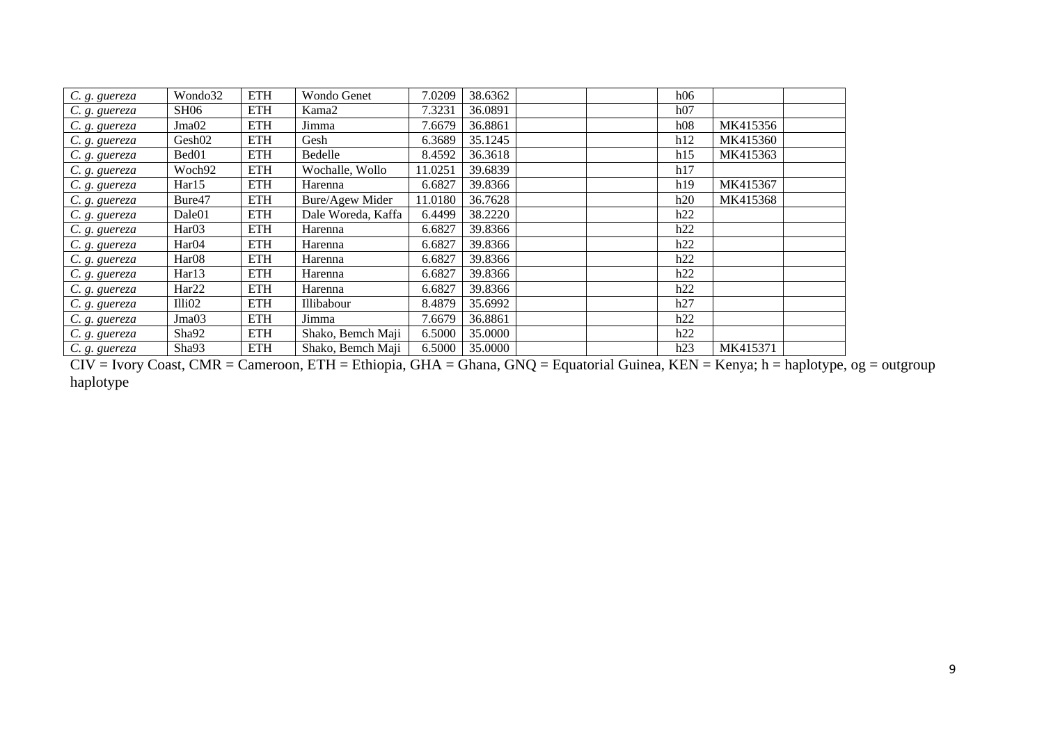| | | | | | | | | | | |
|---|---|---|---|---|---|---|---|---|---|---|
| *C. g. guereza* | Wondo32 | ETH | Wondo Genet | 7.0209 | 38.6362 | | | h06 | | |
| *C. g. guereza* | SH06 | ETH | Kama2 | 7.3231 | 36.0891 | | | h07 | | |
| *C. g. guereza* | Jma02 | ETH | Jimma | 7.6679 | 36.8861 | | | h08 | MK415356 | |
| *C. g. guereza* | Gesh02 | ETH | Gesh | 6.3689 | 35.1245 | | | h12 | MK415360 | |
| *C. g. guereza* | Bed01 | ETH | Bedelle | 8.4592 | 36.3618 | | | h15 | MK415363 | |
| *C. g. guereza* | Woch92 | ETH | Wochalle, Wollo | 11.0251 | 39.6839 | | | h17 | | |
| *C. g. guereza* | Har15 | ETH | Harenna | 6.6827 | 39.8366 | | | h19 | MK415367 | |
| *C. g. guereza* | Bure47 | ETH | Bure/Agew Mider | 11.0180 | 36.7628 | | | h20 | MK415368 | |
| *C. g. guereza* | Dale01 | ETH | Dale Woreda, Kaffa | 6.4499 | 38.2220 | | | h22 | | |
| *C. g. guereza* | Har03 | ETH | Harenna | 6.6827 | 39.8366 | | | h22 | | |
| *C. g. guereza* | Har04 | ETH | Harenna | 6.6827 | 39.8366 | | | h22 | | |
| *C. g. guereza* | Har08 | ETH | Harenna | 6.6827 | 39.8366 | | | h22 | | |
| *C. g. guereza* | Har13 | ETH | Harenna | 6.6827 | 39.8366 | | | h22 | | |
| *C. g. guereza* | Har22 | ETH | Harenna | 6.6827 | 39.8366 | | | h22 | | |
| *C. g. guereza* | Illi02 | ETH | Illibabour | 8.4879 | 35.6992 | | | h27 | | |
| *C. g. guereza* | Jma03 | ETH | Jimma | 7.6679 | 36.8861 | | | h22 | | |
| *C. g. guereza* | Sha92 | ETH | Shako, Bemch Maji | 6.5000 | 35.0000 | | | h22 | | |
| *C. g. guereza* | Sha93 | ETH | Shako, Bemch Maji | 6.5000 | 35.0000 | | | h23 | MK415371 | |

CIV = Ivory Coast, CMR = Cameroon, ETH = Ethiopia, GHA = Ghana, GNQ = Equatorial Guinea, KEN = Kenya; h = haplotype, og = outgroup haplotype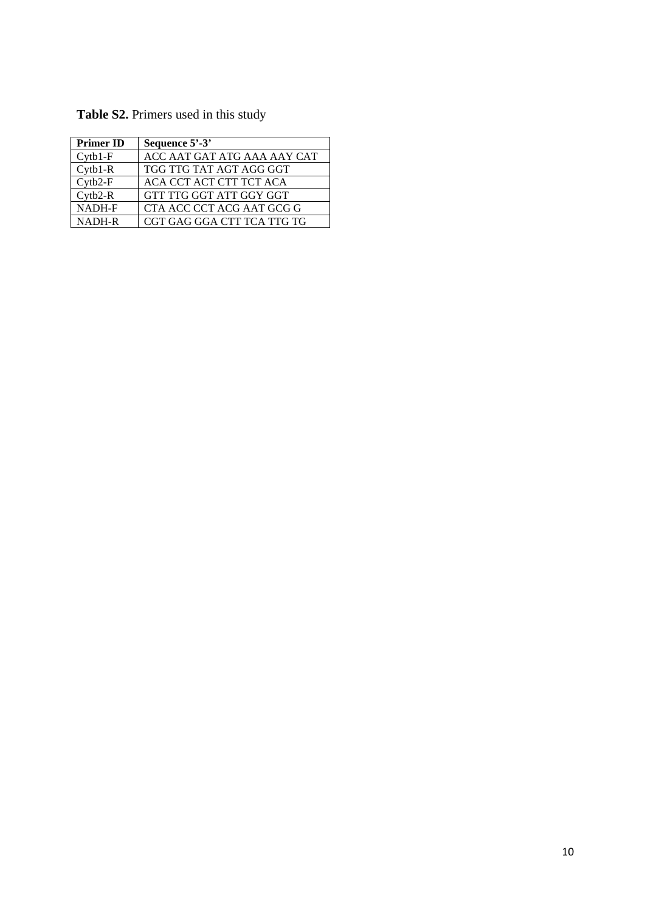**Table S2.** Primers used in this study

| Primer ID | Sequence 5'-3' |
|---|---|
| Cytb1-F | ACC AAT GAT ATG AAA AAY CAT |
| Cytb1-R | TGG TTG TAT AGT AGG GGT |
| Cytb2-F | ACA CCT ACT CTT TCT ACA |
| Cytb2-R | GTT TTG GGT ATT GGY GGT |
| NADH-F | CTA ACC CCT ACG AAT GCG G |
| NADH-R | CGT GAG GGA CTT TCA TTG TG |